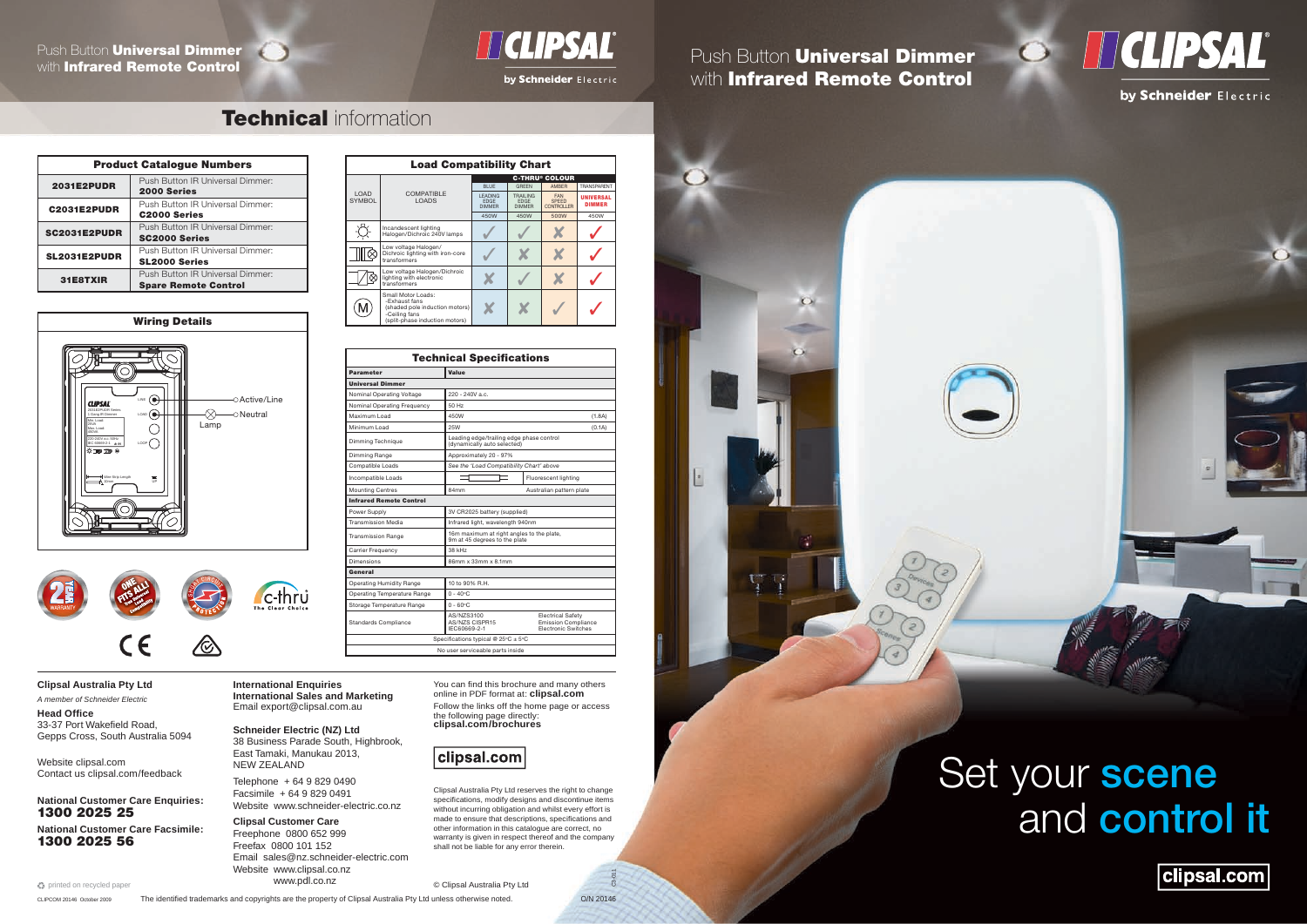# Push Button **Universal Dimmer** with **Infrared Remote Control**

CLIPSAL by Schneider Electric

## **Technical** information

| Product Catalogue Numbers | |
|---|---|
| **2031E2PUDR** | Push Button IR Universal Dimmer: **2000 Series** |
| **C2031E2PUDR** | Push Button IR Universal Dimmer: **C2000 Series** |
| **SC2031E2PUDR** | Push Button IR Universal Dimmer: **SC2000 Series** |
| **SL2031E2PUDR** | Push Button IR Universal Dimmer: **SL2000 Series** |
| **31E8TXIR** | Push Button IR Universal Dimmer: **Spare Remote Control** |

### Wiring Details

LINE — Active/Line
LOAD — Lamp — Neutral
LOOP

### Load Compatibility Chart

| LOAD SYMBOL | COMPATIBLE LOADS | C-THRU® COLOUR BLUE | GREEN | AMBER | TRANSPARENT |
|---|---|---|---|---|---|
| | | LEADING EDGE DIMMER | TRAILING EDGE DIMMER | FAN SPEED CONTROLLER | UNIVERSAL DIMMER |
| | | 450W | 450W | 500W | 450W |
| | Incandescent lighting Halogen/Dichroic 240V lamps | ✓ | ✓ | ✗ | ✓ |
| | Low voltage Halogen/ Dichroic lighting with iron-core transformers | ✓ | ✗ | ✗ | ✓ |
| | Low voltage Halogen/Dichroic lighting with electronic transformers | ✗ | ✓ | ✗ | ✓ |
| M | Small Motor Loads: -Exhaust fans (shaded pole induction motors) -Ceiling fans (split-phase induction motors) | ✗ | ✗ | ✓ | ✓ |

### Technical Specifications

| Parameter | Value | |
|---|---|---|
| **Universal Dimmer** | | |
| Nominal Operating Voltage | 220 - 240V a.c. | |
| Nominal Operating Frequency | 50 Hz | |
| Maximum Load | 450W | (1.8A) |
| Minimum Load | 25W | (0.1A) |
| Dimming Technique | Leading edge/trailing edge phase control (dynamically auto selected) | |
| Dimming Range | Approximately 20 - 97% | |
| Compatible Loads | See the 'Load Compatibility Chart' above | |
| Incompatible Loads | | Fluorescent lighting |
| Mounting Centres | 84mm | Australian pattern plate |
| **Infrared Remote Control** | | |
| Power Supply | 3V CR2025 battery (supplied) | |
| Transmission Media | Infrared light, wavelength 940nm | |
| Transmission Range | 16m maximum at right angles to the plate, 9m at 45 degrees to the plate | |
| Carrier Frequency | 38 kHz | |
| Dimensions | 86mm x 33mm x 8.1mm | |
| **General** | | |
| Operating Humidity Range | 10 to 90% R.H. | |
| Operating Temperature Range | 0 - 40°C | |
| Storage Temperature Range | 0 - 60°C | |
| Standards Compliance | AS/NZS3100 AS/NZS CISPR15 IEC60669-2-1 | Electrical Safety Emission Compliance Electronic Switches |
| Specifications typical @ 25°C ± 5°C | | |
| No user serviceable parts inside | | |

2 YEAR WARRANTY · ONE FITS ALL · SHORT CIRCUIT PROTECTION · c-thru The Clear Choice

**Clipsal Australia Pty Ltd**

*A member of Schneider Electric*

**Head Office**
33-37 Port Wakefield Road,
Gepps Cross, South Australia 5094

Website clipsal.com
Contact us clipsal.com/feedback

**National Customer Care Enquiries:**
**1300 2025 25**

**National Customer Care Facsimile:**
**1300 2025 56**

**International Enquiries**
**International Sales and Marketing**
Email export@clipsal.com.au

**Schneider Electric (NZ) Ltd**
38 Business Parade South, Highbrook,
East Tamaki, Manukau 2013,
NEW ZEALAND

Telephone + 64 9 829 0490
Facsimile + 64 9 829 0491
Website www.schneider-electric.co.nz

**Clipsal Customer Care**
Freephone 0800 652 999
Freefax 0800 101 152
Email sales@nz.schneider-electric.com
Website www.clipsal.co.nz
www.pdl.co.nz

You can find this brochure and many others online in PDF format at: **clipsal.com**

Follow the links off the home page or access the following page directly:
**clipsal.com/brochures**

**clipsal.com**

Clipsal Australia Pty Ltd reserves the right to change specifications, modify designs and discontinue items without incurring obligation and whilst every effort is made to ensure that descriptions, specifications and other information in this catalogue are correct, no warranty is given in respect thereof and the company shall not be liable for any error therein.

© Clipsal Australia Pty Ltd

printed on recycled paper

CLIPCOM 20146 October 2009 — The identified trademarks and copyrights are the property of Clipsal Australia Pty Ltd unless otherwise noted. — O/N 20146

# Push Button **Universal Dimmer** with **Infrared Remote Control**

CLIPSAL by Schneider Electric

# Set your **scene** and **control it**

**clipsal.com**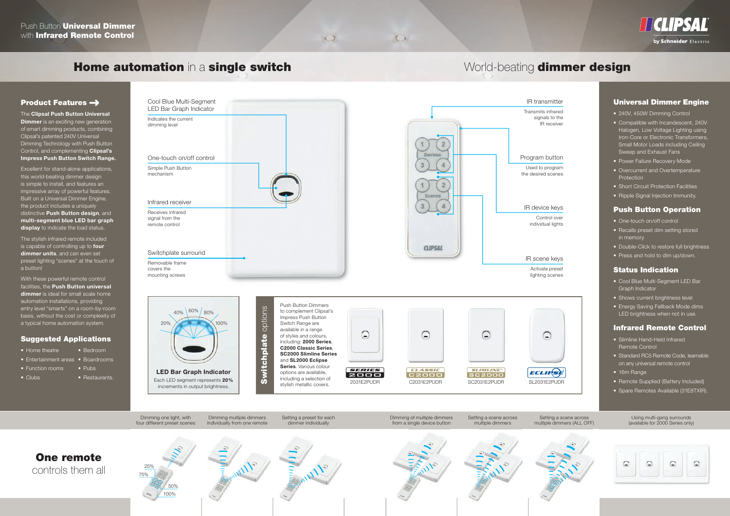Push Button **Universal Dimmer** with **Infrared Remote Control**

# **Home automation** in a **single switch**

# World-beating **dimmer design**

## Product Features →

The **Clipsal Push Button Universal Dimmer** is an exciting new generation of smart dimming products, combining Clipsal's patented 240V Universal Dimming Technology with Push Button Control, and complementing **Clipsal's Impress Push Button Switch Range.**

Excellent for stand-alone applications, this world-beating dimmer design is simple to install, and features an impressive array of powerful features. Built on a Universal Dimmer Engine, the product includes a uniquely distinctive **Push Button design**, and **multi-segment blue LED bar graph display** to indicate the load status.

The stylish infrared remote included is capable of controlling up to **four dimmer units**, and can even set preset lighting "scenes" at the touch of a button!

With these powerful remote control facilities, the **Push Button universal dimmer** is ideal for small scale home automation installations, providing entry level "smarts" on a room-by-room basis, without the cost or complexity of a typical home automation system.

## Suggested Applications

- Home theatre
- Entertainment areas
- Function rooms
- Clubs
- Bedroom
- Boardrooms
- Pubs
- Restaurants.

Cool Blue Multi-Segment LED Bar Graph Indicator
Indicates the current dimming level

One-touch on/off control
Simple Push Button mechanism

Infrared receiver
Receives infrared signal from the remote control

Switchplate surround
Removable frame covers the mounting screws

IR transmitter
Transmits infrared signals to the IR receiver

Program button
Used to program the desired scenes

IR device keys
Control over individual lights

IR scene keys
Activate preset lighting scenes

Devices 1 2 3 4
Scenes 1 2 3 4
CLIPSAL

20% 40% 60% 80% 100%

**LED Bar Graph Indicator**

Each LED segment represents **20%** increments in output brightness.

**Switchplate** options

Push Button Dimmers to complement Clipsal's Impress Push Button Switch Range are available in a range of styles and colours, including: **2000 Series**, **C2000 Classic Series**, **SC2000 Slimline Series** and **SL2000 Eclipse Series**. Various colour options are available, including a selection of stylish metallic covers.

SERIES 2000 — 2031E2PUDR
CLASSIC C2000 — C2031E2PUDR
SLIMLINE SC2000 — SC2031E2PUDR
ECLIPSE — SL2031E2PUDR

## Universal Dimmer Engine

- 240V, 450W Dimming Control
- Compatible with Incandescent, 240V Halogen, Low Voltage Lighting using Iron-Core or Electronic Transformers, Small Motor Loads including Ceiling Sweep and Exhaust Fans
- Power Failure Recovery Mode
- Overcurrent and Overtemperature Protection
- Short Circuit Protection Facilities
- Ripple Signal Injection Immunity.

## Push Button Operation

- One-touch on/off control
- Recalls preset dim setting stored in memory
- Double-Click to restore full brightness
- Press and hold to dim up/down.

## Status Indication

- Cool Blue Multi-Segment LED Bar Graph Indicator
- Shows current brightness level
- Energy Saving Fallback Mode dims LED brightness when not in use.

## Infrared Remote Control

- Slimline Hand-Held Infrared Remote Control
- Standard RC5 Remote Code, learnable on any universal remote control
- 16m Range
- Remote Supplied (Battery Included)
- Spare Remotes Available (31E8TXIR).

# **One remote** controls them all

Dimming one light, with four different preset scenes

25% 75% 50% 100%

Dimming multiple dimmers individually from one remote

Setting a preset for each dimmer individually

Dimming of multiple dimmers from a single device button

Setting a scene across multiple dimmers

Setting a scene across multiple dimmers (ALL OFF)

Using multi-gang surrounds (available for 2000 Series only)